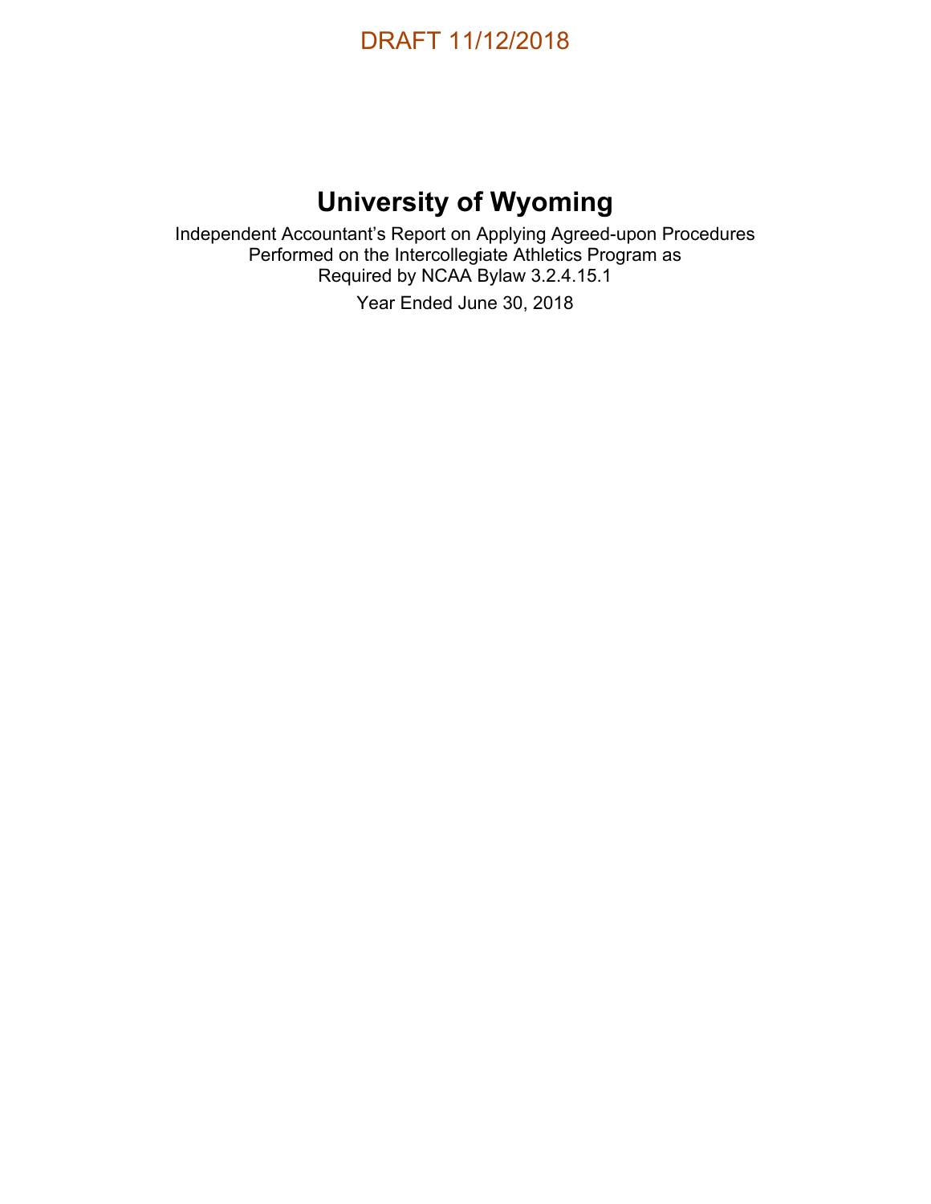DRAFT 11/12/2018

# University of Wyoming

Independent Accountant's Report on Applying Agreed-upon Procedures
Performed on the Intercollegiate Athletics Program as
Required by NCAA Bylaw 3.2.4.15.1

Year Ended June 30, 2018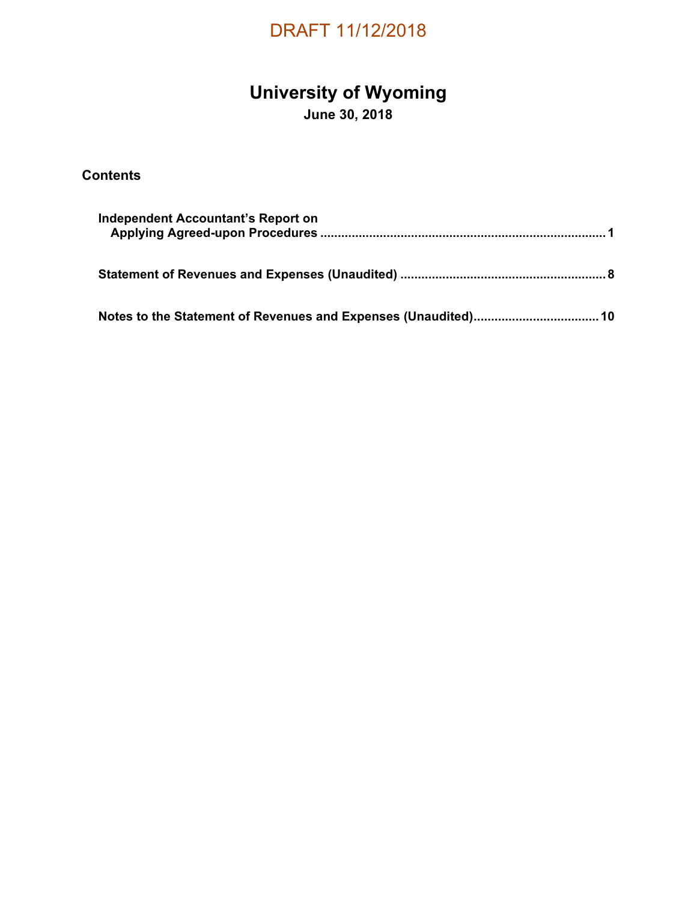DRAFT 11/12/2018

# University of Wyoming

**June 30, 2018**

## Contents

| | |
|---|---|
| **Independent Accountant's Report on Applying Agreed-upon Procedures** | **1** |
| **Statement of Revenues and Expenses (Unaudited)** | **8** |
| **Notes to the Statement of Revenues and Expenses (Unaudited)** | **10** |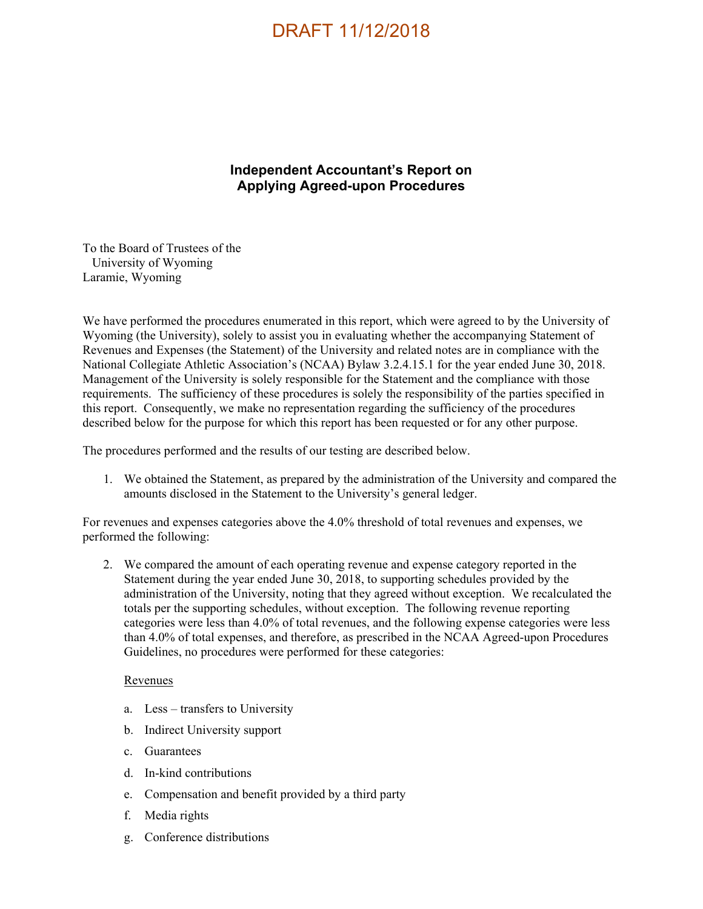DRAFT 11/12/2018

## Independent Accountant's Report on Applying Agreed-upon Procedures

To the Board of Trustees of the
University of Wyoming
Laramie, Wyoming

We have performed the procedures enumerated in this report, which were agreed to by the University of Wyoming (the University), solely to assist you in evaluating whether the accompanying Statement of Revenues and Expenses (the Statement) of the University and related notes are in compliance with the National Collegiate Athletic Association's (NCAA) Bylaw 3.2.4.15.1 for the year ended June 30, 2018. Management of the University is solely responsible for the Statement and the compliance with those requirements. The sufficiency of these procedures is solely the responsibility of the parties specified in this report. Consequently, we make no representation regarding the sufficiency of the procedures described below for the purpose for which this report has been requested or for any other purpose.

The procedures performed and the results of our testing are described below.

1. We obtained the Statement, as prepared by the administration of the University and compared the amounts disclosed in the Statement to the University's general ledger.

For revenues and expenses categories above the 4.0% threshold of total revenues and expenses, we performed the following:

2. We compared the amount of each operating revenue and expense category reported in the Statement during the year ended June 30, 2018, to supporting schedules provided by the administration of the University, noting that they agreed without exception. We recalculated the totals per the supporting schedules, without exception. The following revenue reporting categories were less than 4.0% of total revenues, and the following expense categories were less than 4.0% of total expenses, and therefore, as prescribed in the NCAA Agreed-upon Procedures Guidelines, no procedures were performed for these categories:

   Revenues

   a. Less – transfers to University
   b. Indirect University support
   c. Guarantees
   d. In-kind contributions
   e. Compensation and benefit provided by a third party
   f. Media rights
   g. Conference distributions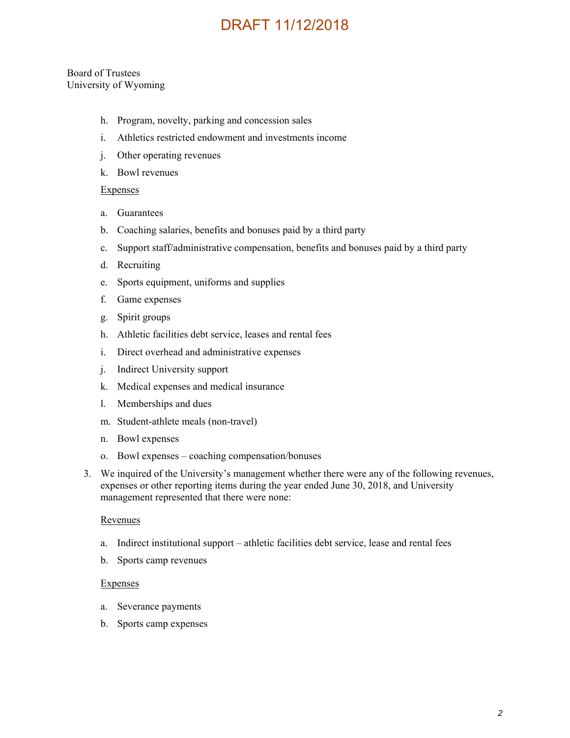DRAFT 11/12/2018

Board of Trustees
University of Wyoming

h. Program, novelty, parking and concession sales
i. Athletics restricted endowment and investments income
j. Other operating revenues
k. Bowl revenues

<u>Expenses</u>

a. Guarantees
b. Coaching salaries, benefits and bonuses paid by a third party
c. Support staff/administrative compensation, benefits and bonuses paid by a third party
d. Recruiting
e. Sports equipment, uniforms and supplies
f. Game expenses
g. Spirit groups
h. Athletic facilities debt service, leases and rental fees
i. Direct overhead and administrative expenses
j. Indirect University support
k. Medical expenses and medical insurance
l. Memberships and dues
m. Student-athlete meals (non-travel)
n. Bowl expenses
o. Bowl expenses – coaching compensation/bonuses

3. We inquired of the University's management whether there were any of the following revenues, expenses or other reporting items during the year ended June 30, 2018, and University management represented that there were none:

<u>Revenues</u>

a. Indirect institutional support – athletic facilities debt service, lease and rental fees
b. Sports camp revenues

<u>Expenses</u>

a. Severance payments
b. Sports camp expenses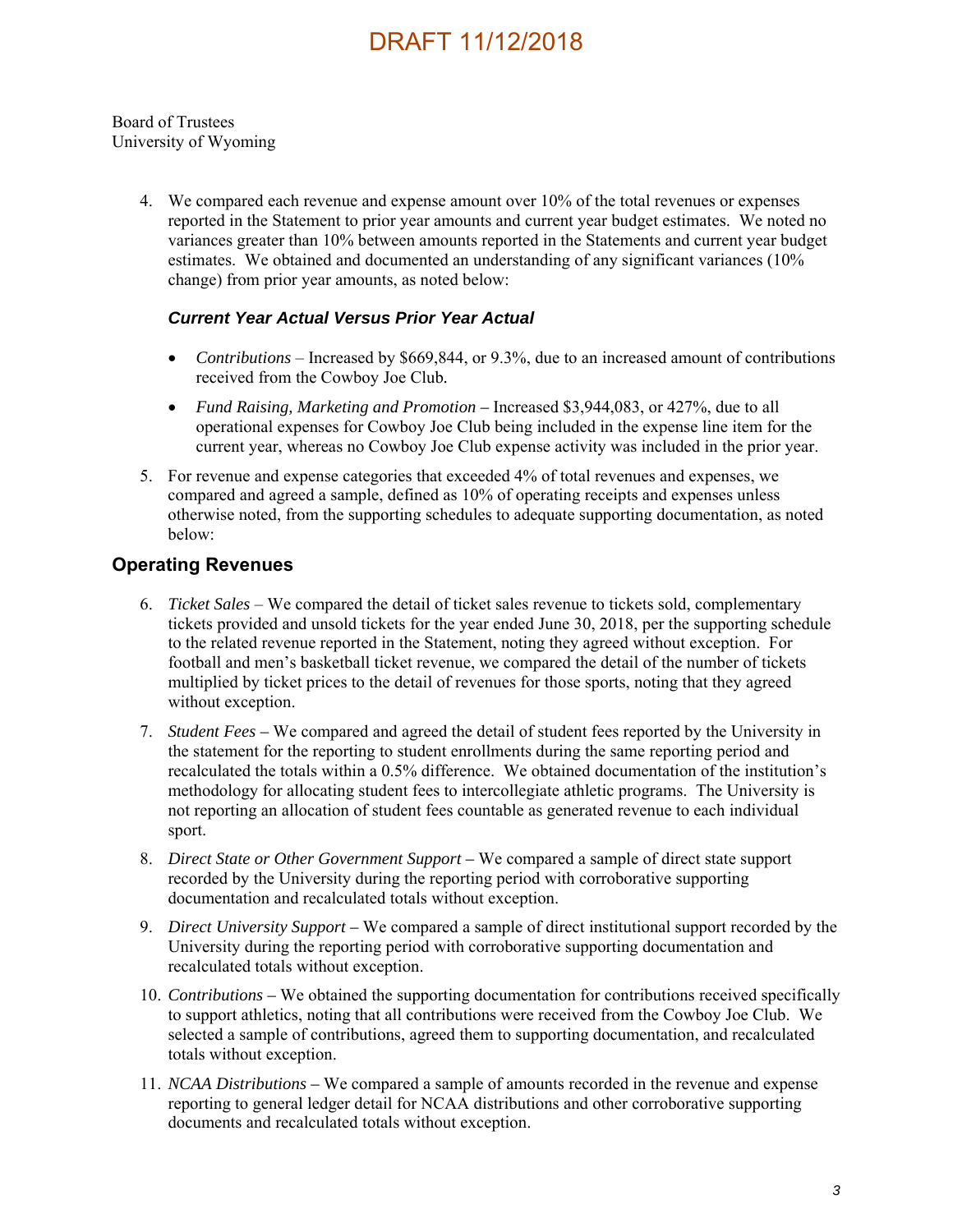DRAFT 11/12/2018

Board of Trustees
University of Wyoming

4. We compared each revenue and expense amount over 10% of the total revenues or expenses reported in the Statement to prior year amounts and current year budget estimates. We noted no variances greater than 10% between amounts reported in the Statements and current year budget estimates. We obtained and documented an understanding of any significant variances (10% change) from prior year amounts, as noted below:

   ***Current Year Actual Versus Prior Year Actual***

   - *Contributions* – Increased by $669,844, or 9.3%, due to an increased amount of contributions received from the Cowboy Joe Club.
   - *Fund Raising, Marketing and Promotion* – Increased $3,944,083, or 427%, due to all operational expenses for Cowboy Joe Club being included in the expense line item for the current year, whereas no Cowboy Joe Club expense activity was included in the prior year.

5. For revenue and expense categories that exceeded 4% of total revenues and expenses, we compared and agreed a sample, defined as 10% of operating receipts and expenses unless otherwise noted, from the supporting schedules to adequate supporting documentation, as noted below:

## Operating Revenues

6. *Ticket Sales* – We compared the detail of ticket sales revenue to tickets sold, complementary tickets provided and unsold tickets for the year ended June 30, 2018, per the supporting schedule to the related revenue reported in the Statement, noting they agreed without exception. For football and men's basketball ticket revenue, we compared the detail of the number of tickets multiplied by ticket prices to the detail of revenues for those sports, noting that they agreed without exception.

7. *Student Fees* – We compared and agreed the detail of student fees reported by the University in the statement for the reporting to student enrollments during the same reporting period and recalculated the totals within a 0.5% difference. We obtained documentation of the institution's methodology for allocating student fees to intercollegiate athletic programs. The University is not reporting an allocation of student fees countable as generated revenue to each individual sport.

8. *Direct State or Other Government Support* – We compared a sample of direct state support recorded by the University during the reporting period with corroborative supporting documentation and recalculated totals without exception.

9. *Direct University Support* – We compared a sample of direct institutional support recorded by the University during the reporting period with corroborative supporting documentation and recalculated totals without exception.

10. *Contributions* – We obtained the supporting documentation for contributions received specifically to support athletics, noting that all contributions were received from the Cowboy Joe Club. We selected a sample of contributions, agreed them to supporting documentation, and recalculated totals without exception.

11. *NCAA Distributions* – We compared a sample of amounts recorded in the revenue and expense reporting to general ledger detail for NCAA distributions and other corroborative supporting documents and recalculated totals without exception.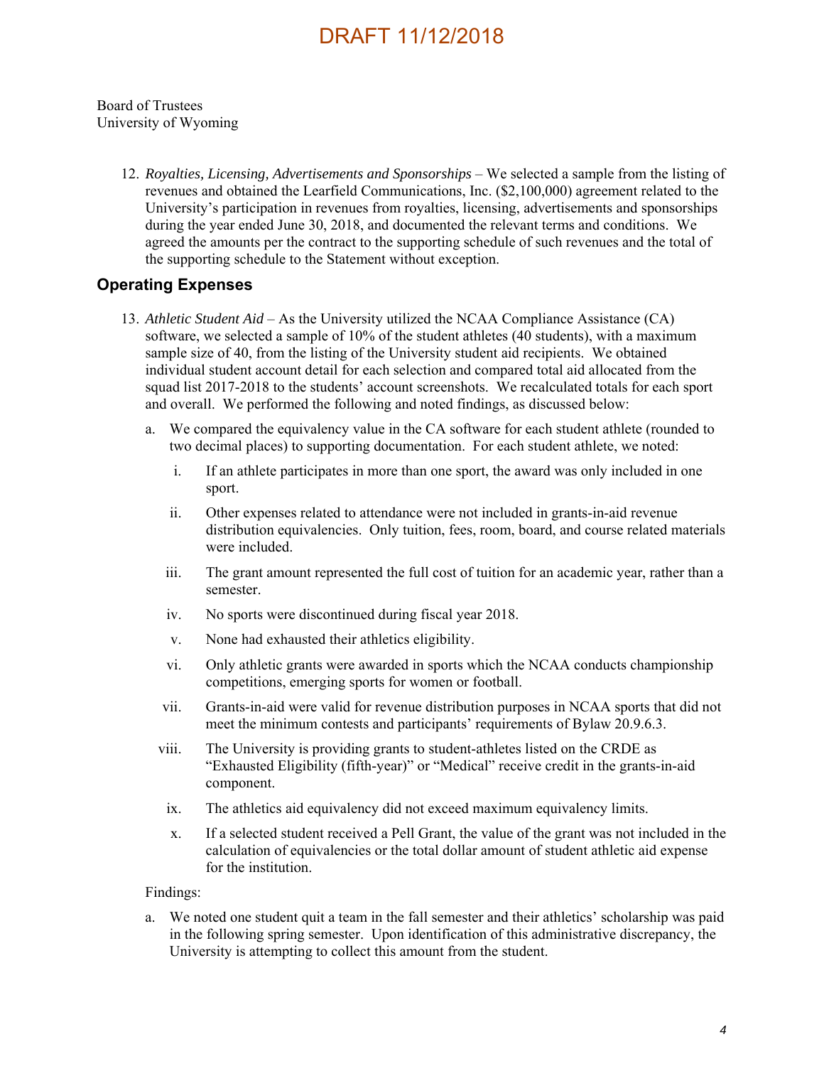DRAFT 11/12/2018

Board of Trustees
University of Wyoming

12. *Royalties, Licensing, Advertisements and Sponsorships* – We selected a sample from the listing of revenues and obtained the Learfield Communications, Inc. ($2,100,000) agreement related to the University's participation in revenues from royalties, licensing, advertisements and sponsorships during the year ended June 30, 2018, and documented the relevant terms and conditions. We agreed the amounts per the contract to the supporting schedule of such revenues and the total of the supporting schedule to the Statement without exception.

## Operating Expenses

13. *Athletic Student Aid* – As the University utilized the NCAA Compliance Assistance (CA) software, we selected a sample of 10% of the student athletes (40 students), with a maximum sample size of 40, from the listing of the University student aid recipients. We obtained individual student account detail for each selection and compared total aid allocated from the squad list 2017-2018 to the students' account screenshots. We recalculated totals for each sport and overall. We performed the following and noted findings, as discussed below:

    a. We compared the equivalency value in the CA software for each student athlete (rounded to two decimal places) to supporting documentation. For each student athlete, we noted:

        i. If an athlete participates in more than one sport, the award was only included in one sport.

        ii. Other expenses related to attendance were not included in grants-in-aid revenue distribution equivalencies. Only tuition, fees, room, board, and course related materials were included.

        iii. The grant amount represented the full cost of tuition for an academic year, rather than a semester.

        iv. No sports were discontinued during fiscal year 2018.

        v. None had exhausted their athletics eligibility.

        vi. Only athletic grants were awarded in sports which the NCAA conducts championship competitions, emerging sports for women or football.

        vii. Grants-in-aid were valid for revenue distribution purposes in NCAA sports that did not meet the minimum contests and participants' requirements of Bylaw 20.9.6.3.

        viii. The University is providing grants to student-athletes listed on the CRDE as "Exhausted Eligibility (fifth-year)" or "Medical" receive credit in the grants-in-aid component.

        ix. The athletics aid equivalency did not exceed maximum equivalency limits.

        x. If a selected student received a Pell Grant, the value of the grant was not included in the calculation of equivalencies or the total dollar amount of student athletic aid expense for the institution.

    Findings:

    a. We noted one student quit a team in the fall semester and their athletics' scholarship was paid in the following spring semester. Upon identification of this administrative discrepancy, the University is attempting to collect this amount from the student.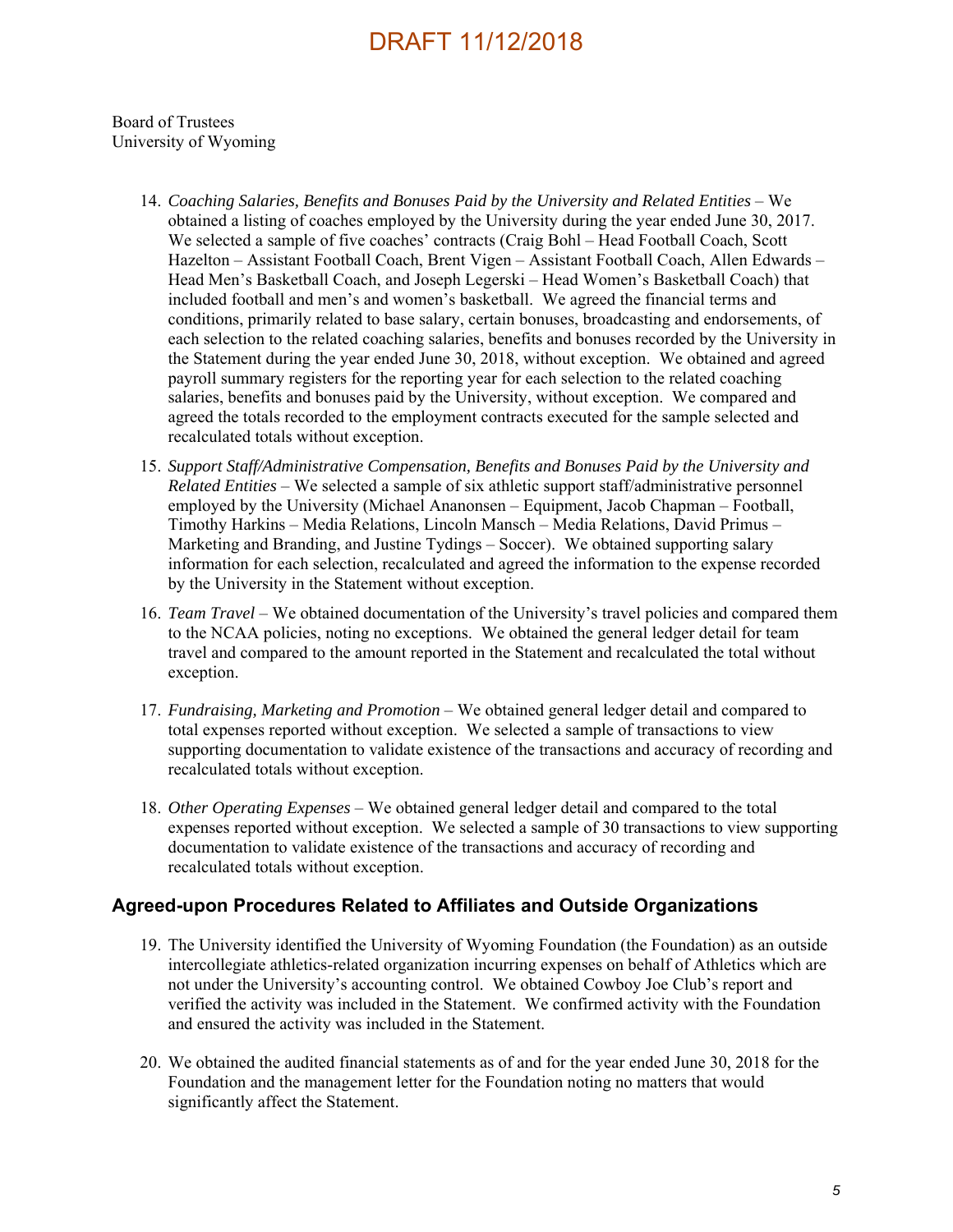DRAFT 11/12/2018

Board of Trustees
University of Wyoming

14. *Coaching Salaries, Benefits and Bonuses Paid by the University and Related Entities* – We obtained a listing of coaches employed by the University during the year ended June 30, 2017. We selected a sample of five coaches' contracts (Craig Bohl – Head Football Coach, Scott Hazelton – Assistant Football Coach, Brent Vigen – Assistant Football Coach, Allen Edwards – Head Men's Basketball Coach, and Joseph Legerski – Head Women's Basketball Coach) that included football and men's and women's basketball. We agreed the financial terms and conditions, primarily related to base salary, certain bonuses, broadcasting and endorsements, of each selection to the related coaching salaries, benefits and bonuses recorded by the University in the Statement during the year ended June 30, 2018, without exception. We obtained and agreed payroll summary registers for the reporting year for each selection to the related coaching salaries, benefits and bonuses paid by the University, without exception. We compared and agreed the totals recorded to the employment contracts executed for the sample selected and recalculated totals without exception.

15. *Support Staff/Administrative Compensation, Benefits and Bonuses Paid by the University and Related Entities* – We selected a sample of six athletic support staff/administrative personnel employed by the University (Michael Ananonsen – Equipment, Jacob Chapman – Football, Timothy Harkins – Media Relations, Lincoln Mansch – Media Relations, David Primus – Marketing and Branding, and Justine Tydings – Soccer). We obtained supporting salary information for each selection, recalculated and agreed the information to the expense recorded by the University in the Statement without exception.

16. *Team Travel* – We obtained documentation of the University's travel policies and compared them to the NCAA policies, noting no exceptions. We obtained the general ledger detail for team travel and compared to the amount reported in the Statement and recalculated the total without exception.

17. *Fundraising, Marketing and Promotion* – We obtained general ledger detail and compared to total expenses reported without exception. We selected a sample of transactions to view supporting documentation to validate existence of the transactions and accuracy of recording and recalculated totals without exception.

18. *Other Operating Expenses* – We obtained general ledger detail and compared to the total expenses reported without exception. We selected a sample of 30 transactions to view supporting documentation to validate existence of the transactions and accuracy of recording and recalculated totals without exception.

## Agreed-upon Procedures Related to Affiliates and Outside Organizations

19. The University identified the University of Wyoming Foundation (the Foundation) as an outside intercollegiate athletics-related organization incurring expenses on behalf of Athletics which are not under the University's accounting control. We obtained Cowboy Joe Club's report and verified the activity was included in the Statement. We confirmed activity with the Foundation and ensured the activity was included in the Statement.

20. We obtained the audited financial statements as of and for the year ended June 30, 2018 for the Foundation and the management letter for the Foundation noting no matters that would significantly affect the Statement.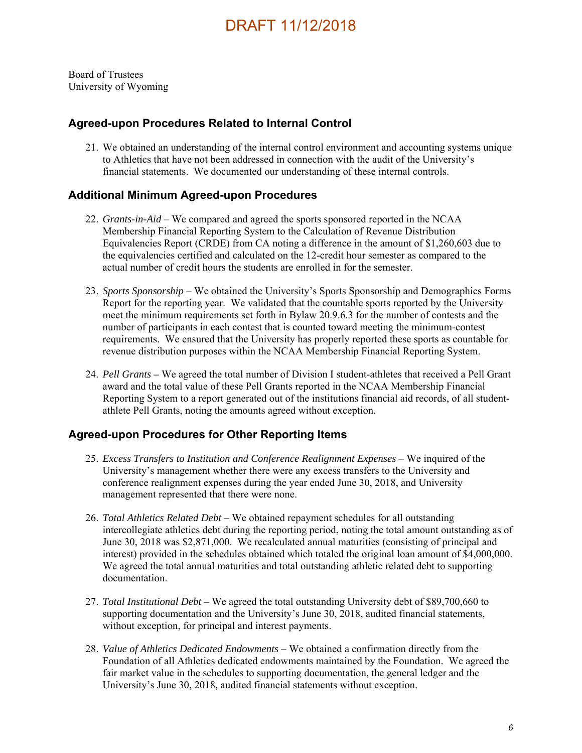DRAFT 11/12/2018

Board of Trustees
University of Wyoming

## Agreed-upon Procedures Related to Internal Control

21. We obtained an understanding of the internal control environment and accounting systems unique to Athletics that have not been addressed in connection with the audit of the University's financial statements. We documented our understanding of these internal controls.

## Additional Minimum Agreed-upon Procedures

22. *Grants-in-Aid* – We compared and agreed the sports sponsored reported in the NCAA Membership Financial Reporting System to the Calculation of Revenue Distribution Equivalencies Report (CRDE) from CA noting a difference in the amount of $1,260,603 due to the equivalencies certified and calculated on the 12-credit hour semester as compared to the actual number of credit hours the students are enrolled in for the semester.

23. *Sports Sponsorship* – We obtained the University's Sports Sponsorship and Demographics Forms Report for the reporting year. We validated that the countable sports reported by the University meet the minimum requirements set forth in Bylaw 20.9.6.3 for the number of contests and the number of participants in each contest that is counted toward meeting the minimum-contest requirements. We ensured that the University has properly reported these sports as countable for revenue distribution purposes within the NCAA Membership Financial Reporting System.

24. *Pell Grants* – We agreed the total number of Division I student-athletes that received a Pell Grant award and the total value of these Pell Grants reported in the NCAA Membership Financial Reporting System to a report generated out of the institutions financial aid records, of all student-athlete Pell Grants, noting the amounts agreed without exception.

## Agreed-upon Procedures for Other Reporting Items

25. *Excess Transfers to Institution and Conference Realignment Expenses* – We inquired of the University's management whether there were any excess transfers to the University and conference realignment expenses during the year ended June 30, 2018, and University management represented that there were none.

26. *Total Athletics Related Debt* – We obtained repayment schedules for all outstanding intercollegiate athletics debt during the reporting period, noting the total amount outstanding as of June 30, 2018 was $2,871,000. We recalculated annual maturities (consisting of principal and interest) provided in the schedules obtained which totaled the original loan amount of $4,000,000. We agreed the total annual maturities and total outstanding athletic related debt to supporting documentation.

27. *Total Institutional Debt* – We agreed the total outstanding University debt of $89,700,660 to supporting documentation and the University's June 30, 2018, audited financial statements, without exception, for principal and interest payments.

28. *Value of Athletics Dedicated Endowments* – We obtained a confirmation directly from the Foundation of all Athletics dedicated endowments maintained by the Foundation. We agreed the fair market value in the schedules to supporting documentation, the general ledger and the University's June 30, 2018, audited financial statements without exception.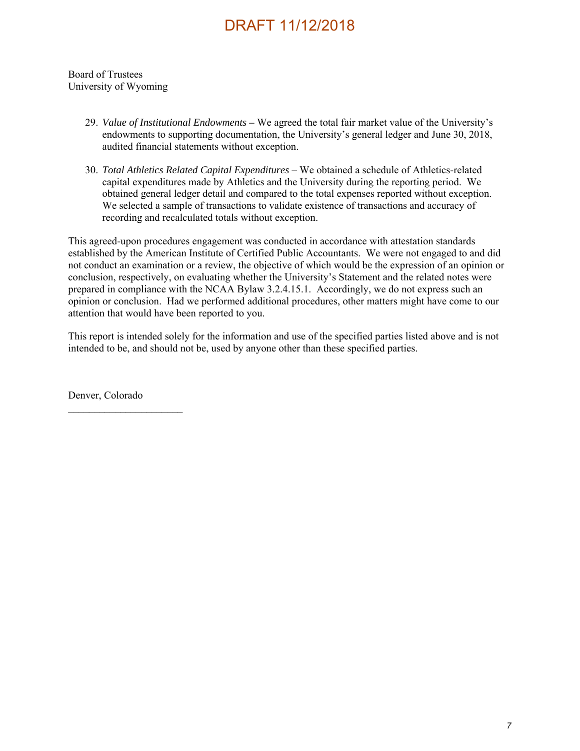DRAFT 11/12/2018

Board of Trustees
University of Wyoming

29. *Value of Institutional Endowments* – We agreed the total fair market value of the University's endowments to supporting documentation, the University's general ledger and June 30, 2018, audited financial statements without exception.

30. *Total Athletics Related Capital Expenditures* – We obtained a schedule of Athletics-related capital expenditures made by Athletics and the University during the reporting period. We obtained general ledger detail and compared to the total expenses reported without exception. We selected a sample of transactions to validate existence of transactions and accuracy of recording and recalculated totals without exception.

This agreed-upon procedures engagement was conducted in accordance with attestation standards established by the American Institute of Certified Public Accountants. We were not engaged to and did not conduct an examination or a review, the objective of which would be the expression of an opinion or conclusion, respectively, on evaluating whether the University's Statement and the related notes were prepared in compliance with the NCAA Bylaw 3.2.4.15.1. Accordingly, we do not express such an opinion or conclusion. Had we performed additional procedures, other matters might have come to our attention that would have been reported to you.

This report is intended solely for the information and use of the specified parties listed above and is not intended to be, and should not be, used by anyone other than these specified parties.

Denver, Colorado
______________________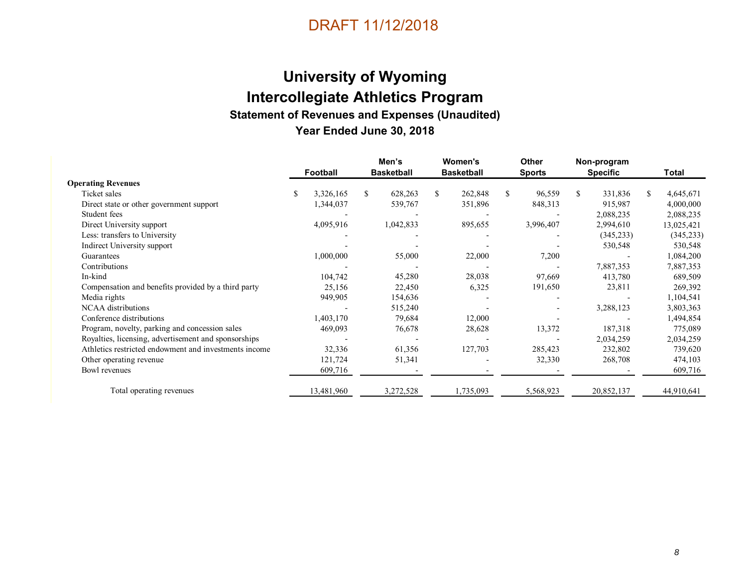DRAFT 11/12/2018

# University of Wyoming

# Intercollegiate Athletics Program

## Statement of Revenues and Expenses (Unaudited)

## Year Ended June 30, 2018

| | Football | Men's Basketball | Women's Basketball | Other Sports | Non-program Specific | Total |
|---|---|---|---|---|---|---|
| **Operating Revenues** | | | | | | |
| Ticket sales | $ 3,326,165 | $ 628,263 | $ 262,848 | $ 96,559 | $ 331,836 | $ 4,645,671 |
| Direct state or other government support | 1,344,037 | 539,767 | 351,896 | 848,313 | 915,987 | 4,000,000 |
| Student fees | - | - | - | - | 2,088,235 | 2,088,235 |
| Direct University support | 4,095,916 | 1,042,833 | 895,655 | 3,996,407 | 2,994,610 | 13,025,421 |
| Less: transfers to University | - | - | - | - | (345,233) | (345,233) |
| Indirect University support | - | - | - | - | 530,548 | 530,548 |
| Guarantees | 1,000,000 | 55,000 | 22,000 | 7,200 | - | 1,084,200 |
| Contributions | - | - | - | - | 7,887,353 | 7,887,353 |
| In-kind | 104,742 | 45,280 | 28,038 | 97,669 | 413,780 | 689,509 |
| Compensation and benefits provided by a third party | 25,156 | 22,450 | 6,325 | 191,650 | 23,811 | 269,392 |
| Media rights | 949,905 | 154,636 | - | - | - | 1,104,541 |
| NCAA distributions | - | 515,240 | - | - | 3,288,123 | 3,803,363 |
| Conference distributions | 1,403,170 | 79,684 | 12,000 | - | - | 1,494,854 |
| Program, novelty, parking and concession sales | 469,093 | 76,678 | 28,628 | 13,372 | 187,318 | 775,089 |
| Royalties, licensing, advertisement and sponsorships | - | - | - | - | 2,034,259 | 2,034,259 |
| Athletics restricted endowment and investments income | 32,336 | 61,356 | 127,703 | 285,423 | 232,802 | 739,620 |
| Other operating revenue | 121,724 | 51,341 | - | 32,330 | 268,708 | 474,103 |
| Bowl revenues | 609,716 | - | - | - | - | 609,716 |
| Total operating revenues | 13,481,960 | 3,272,528 | 1,735,093 | 5,568,923 | 20,852,137 | 44,910,641 |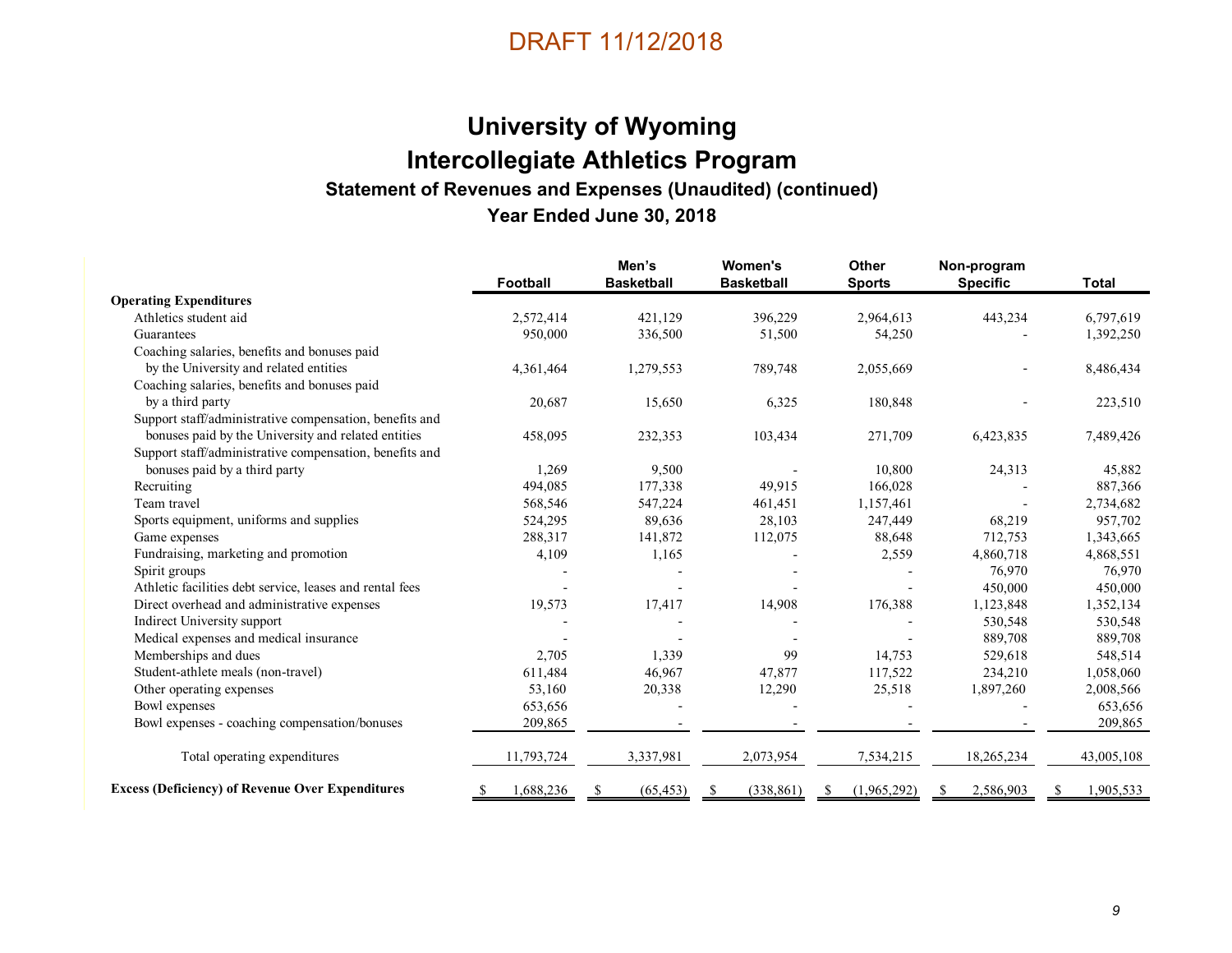DRAFT 11/12/2018

# University of Wyoming
# Intercollegiate Athletics Program

### Statement of Revenues and Expenses (Unaudited) (continued)

### Year Ended June 30, 2018

| | Football | Men's Basketball | Women's Basketball | Other Sports | Non-program Specific | Total |
|---|---|---|---|---|---|---|
| **Operating Expenditures** | | | | | | |
| Athletics student aid | 2,572,414 | 421,129 | 396,229 | 2,964,613 | 443,234 | 6,797,619 |
| Guarantees | 950,000 | 336,500 | 51,500 | 54,250 | - | 1,392,250 |
| Coaching salaries, benefits and bonuses paid by the University and related entities | 4,361,464 | 1,279,553 | 789,748 | 2,055,669 | - | 8,486,434 |
| Coaching salaries, benefits and bonuses paid by a third party | 20,687 | 15,650 | 6,325 | 180,848 | - | 223,510 |
| Support staff/administrative compensation, benefits and bonuses paid by the University and related entities | 458,095 | 232,353 | 103,434 | 271,709 | 6,423,835 | 7,489,426 |
| Support staff/administrative compensation, benefits and bonuses paid by a third party | 1,269 | 9,500 | - | 10,800 | 24,313 | 45,882 |
| Recruiting | 494,085 | 177,338 | 49,915 | 166,028 | - | 887,366 |
| Team travel | 568,546 | 547,224 | 461,451 | 1,157,461 | - | 2,734,682 |
| Sports equipment, uniforms and supplies | 524,295 | 89,636 | 28,103 | 247,449 | 68,219 | 957,702 |
| Game expenses | 288,317 | 141,872 | 112,075 | 88,648 | 712,753 | 1,343,665 |
| Fundraising, marketing and promotion | 4,109 | 1,165 | - | 2,559 | 4,860,718 | 4,868,551 |
| Spirit groups | - | - | - | - | 76,970 | 76,970 |
| Athletic facilities debt service, leases and rental fees | - | - | - | - | 450,000 | 450,000 |
| Direct overhead and administrative expenses | 19,573 | 17,417 | 14,908 | 176,388 | 1,123,848 | 1,352,134 |
| Indirect University support | - | - | - | - | 530,548 | 530,548 |
| Medical expenses and medical insurance | - | - | - | - | 889,708 | 889,708 |
| Memberships and dues | 2,705 | 1,339 | 99 | 14,753 | 529,618 | 548,514 |
| Student-athlete meals (non-travel) | 611,484 | 46,967 | 47,877 | 117,522 | 234,210 | 1,058,060 |
| Other operating expenses | 53,160 | 20,338 | 12,290 | 25,518 | 1,897,260 | 2,008,566 |
| Bowl expenses | 653,656 | - | - | - | - | 653,656 |
| Bowl expenses - coaching compensation/bonuses | 209,865 | - | - | - | - | 209,865 |
| Total operating expenditures | 11,793,724 | 3,337,981 | 2,073,954 | 7,534,215 | 18,265,234 | 43,005,108 |
| **Excess (Deficiency) of Revenue Over Expenditures** | $ 1,688,236 | $ (65,453) | $ (338,861) | $ (1,965,292) | $ 2,586,903 | $ 1,905,533 |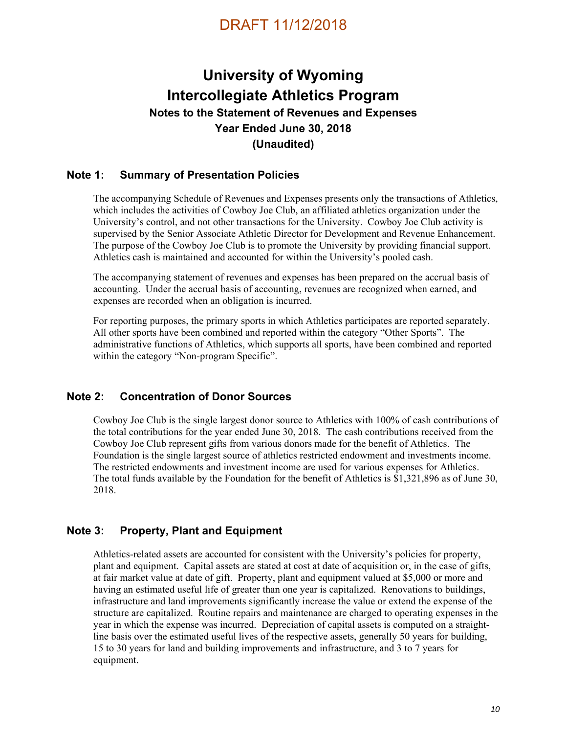DRAFT 11/12/2018

# University of Wyoming
# Intercollegiate Athletics Program

### Notes to the Statement of Revenues and Expenses
### Year Ended June 30, 2018
### (Unaudited)

## Note 1: Summary of Presentation Policies

The accompanying Schedule of Revenues and Expenses presents only the transactions of Athletics, which includes the activities of Cowboy Joe Club, an affiliated athletics organization under the University's control, and not other transactions for the University. Cowboy Joe Club activity is supervised by the Senior Associate Athletic Director for Development and Revenue Enhancement. The purpose of the Cowboy Joe Club is to promote the University by providing financial support. Athletics cash is maintained and accounted for within the University's pooled cash.

The accompanying statement of revenues and expenses has been prepared on the accrual basis of accounting. Under the accrual basis of accounting, revenues are recognized when earned, and expenses are recorded when an obligation is incurred.

For reporting purposes, the primary sports in which Athletics participates are reported separately. All other sports have been combined and reported within the category "Other Sports". The administrative functions of Athletics, which supports all sports, have been combined and reported within the category "Non-program Specific".

## Note 2: Concentration of Donor Sources

Cowboy Joe Club is the single largest donor source to Athletics with 100% of cash contributions of the total contributions for the year ended June 30, 2018. The cash contributions received from the Cowboy Joe Club represent gifts from various donors made for the benefit of Athletics. The Foundation is the single largest source of athletics restricted endowment and investments income. The restricted endowments and investment income are used for various expenses for Athletics. The total funds available by the Foundation for the benefit of Athletics is $1,321,896 as of June 30, 2018.

## Note 3: Property, Plant and Equipment

Athletics-related assets are accounted for consistent with the University's policies for property, plant and equipment. Capital assets are stated at cost at date of acquisition or, in the case of gifts, at fair market value at date of gift. Property, plant and equipment valued at $5,000 or more and having an estimated useful life of greater than one year is capitalized. Renovations to buildings, infrastructure and land improvements significantly increase the value or extend the expense of the structure are capitalized. Routine repairs and maintenance are charged to operating expenses in the year in which the expense was incurred. Depreciation of capital assets is computed on a straight-line basis over the estimated useful lives of the respective assets, generally 50 years for building, 15 to 30 years for land and building improvements and infrastructure, and 3 to 7 years for equipment.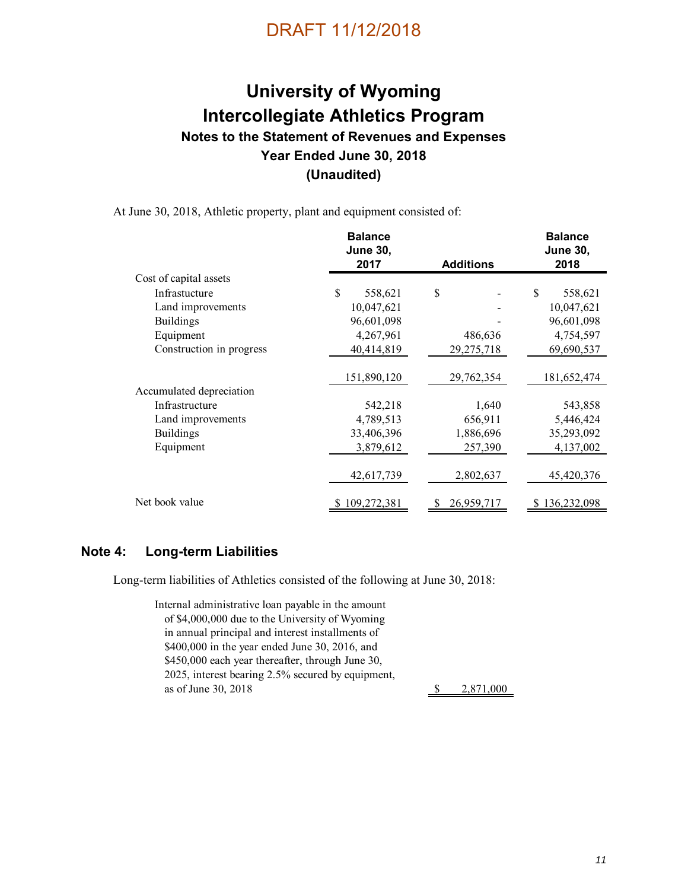DRAFT 11/12/2018

# University of Wyoming
# Intercollegiate Athletics Program
## Notes to the Statement of Revenues and Expenses
## Year Ended June 30, 2018
## (Unaudited)

At June 30, 2018, Athletic property, plant and equipment consisted of:

| | Balance June 30, 2017 | Additions | Balance June 30, 2018 |
|---|---|---|---|
| Cost of capital assets | | | |
| Infrastucture | $ 558,621 | $ - | $ 558,621 |
| Land improvements | 10,047,621 | - | 10,047,621 |
| Buildings | 96,601,098 | - | 96,601,098 |
| Equipment | 4,267,961 | 486,636 | 4,754,597 |
| Construction in progress | 40,414,819 | 29,275,718 | 69,690,537 |
| | 151,890,120 | 29,762,354 | 181,652,474 |
| Accumulated depreciation | | | |
| Infrastucture | 542,218 | 1,640 | 543,858 |
| Land improvements | 4,789,513 | 656,911 | 5,446,424 |
| Buildings | 33,406,396 | 1,886,696 | 35,293,092 |
| Equipment | 3,879,612 | 257,390 | 4,137,002 |
| | 42,617,739 | 2,802,637 | 45,420,376 |
| Net book value | $ 109,272,381 | $ 26,959,717 | $ 136,232,098 |

## Note 4: Long-term Liabilities

Long-term liabilities of Athletics consisted of the following at June 30, 2018:

| | |
|---|---|
| Internal administrative loan payable in the amount of $4,000,000 due to the University of Wyoming in annual principal and interest installments of $400,000 in the year ended June 30, 2016, and $450,000 each year thereafter, through June 30, 2025, interest bearing 2.5% secured by equipment, as of June 30, 2018 | $ 2,871,000 |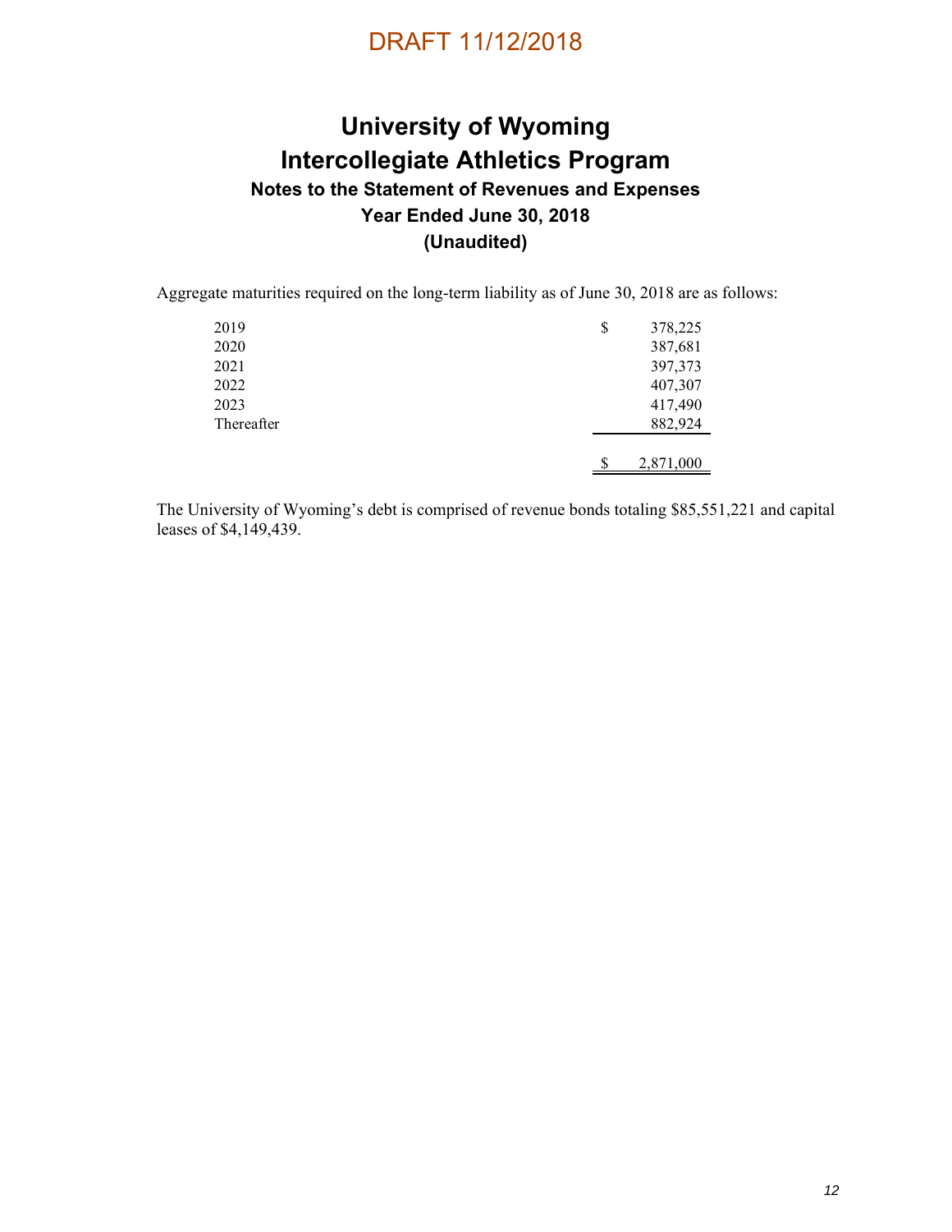DRAFT 11/12/2018

# University of Wyoming
# Intercollegiate Athletics Program
### Notes to the Statement of Revenues and Expenses
### Year Ended June 30, 2018
### (Unaudited)

Aggregate maturities required on the long-term liability as of June 30, 2018 are as follows:

| | |
|---|---|
| 2019 | $ 378,225 |
| 2020 | 387,681 |
| 2021 | 397,373 |
| 2022 | 407,307 |
| 2023 | 417,490 |
| Thereafter | 882,924 |
| | $ 2,871,000 |

The University of Wyoming's debt is comprised of revenue bonds totaling $85,551,221 and capital leases of $4,149,439.